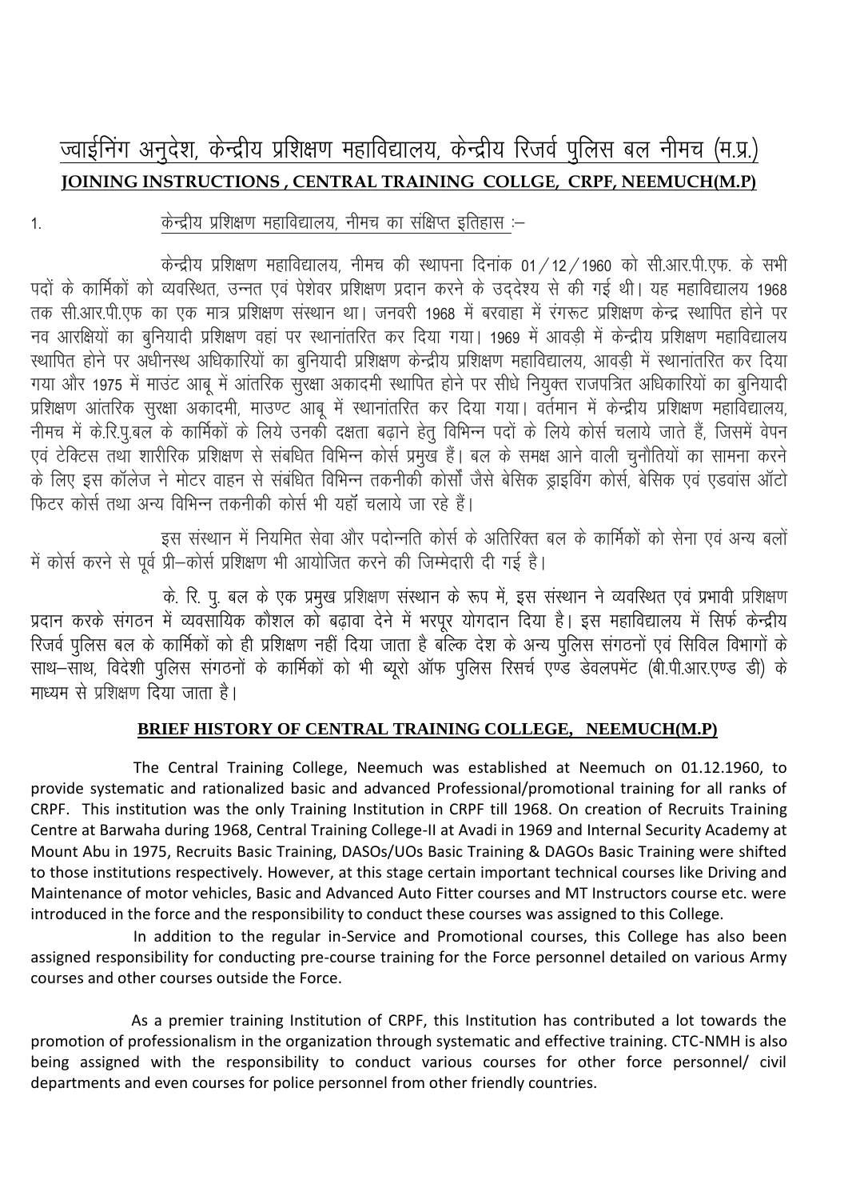# ज्वाईनिंग अनुदेश, केन्द्रीय प्रशिक्षण महाविद्यालय, केन्द्रीय रिजर्व पुलिस बल नीमच (म.प्र.)

## JOINING INSTRUCTIONS , CENTRAL TRAINING COLLGE, CRPF, NEEMUCH(M.P)

1. केन्द्रीय प्रशिक्षण महाविद्यालय, नीमच का संक्षिप्त इतिहास :–

केन्द्रीय प्रशिक्षण महाविद्यालय, नीमच की स्थापना दिनांक 01/12/1960 को सी.आर.पी.एफ. के सभी पदों के कार्मिकों को व्यवस्थित, उन्नत एवं पेशेवर प्रशिक्षण प्रदान करने के उद्देश्य से की गई थी। यह महाविद्यालय 1968 तक सी.आर.पी.एफ का एक मात्र प्रशिक्षण संस्थान था। जनवरी 1968 में बरवाहा में रंगरूट प्रशिक्षण केन्द्र स्थापित होने पर नव आरक्षियों का बुनियादी प्रशिक्षण वहां पर स्थानांतरित कर दिया गया। 1969 में आवड़ी में केन्द्रीय प्रशिक्षण महाविद्यालय स्थापित होने पर अधीनस्थ अधिकारियों का बुनियादी प्रशिक्षण केन्द्रीय प्रशिक्षण महाविद्यालय, आवड़ी में स्थानांतरित कर दिया गया और 1975 में माउंट आबू में आंतरिक सुरक्षा अकादमी स्थापित होने पर सीधे नियुक्त राजपत्रित अधिकारियों का बुनियादी प्रशिक्षण आंतरिक सुरक्षा अकादमी, माउण्ट आबू में स्थानांतरित कर दिया गया। वर्तमान में केन्द्रीय प्रशिक्षण महाविद्यालय, नीमच में के.रि.पु.बल के कार्मिकों के लिये उनकी दक्षता बढ़ाने हेतु विभिन्न पदों के लिये कोर्स चलाये जाते हैं, जिसमें वेपन एवं टेक्टिस तथा शारीरिक प्रशिक्षण से संबंधित विभिन्न कोर्स प्रमुख हैं। बल के समक्ष आने वाली चुनौतियों का सामना करने के लिए इस कॉलेज ने मोटर वाहन से संबंधित विभिन्न तकनीकी कोर्सो जैसे बेसिक ड्राइविंग कोर्स, बेसिक एवं एडवांस ऑटो फिटर कोर्स तथा अन्य विभिन्न तकनीकी कोर्स भी यहॉं चलाये जा रहे हैं।

इस संस्थान में नियमित सेवा और पदोन्नति कोर्स के अतिरिक्त बल के कार्मिकों को सेना एवं अन्य बलों में कोर्स करने से पूर्व प्री–कोर्स प्रशिक्षण भी आयोजित करने की जिम्मेदारी दी गई है।

के. रि. पु. बल के एक प्रमुख प्रशिक्षण संस्थान के रूप में, इस संस्थान ने व्यवस्थित एवं प्रभावी प्रशिक्षण प्रदान करके संगठन में व्यवसायिक कौशल को बढ़ावा देने में भरपूर योगदान दिया है। इस महाविद्यालय में सिर्फ केन्द्रीय रिजर्व पुलिस बल के कार्मिकों को ही प्रशिक्षण नहीं दिया जाता है बल्कि देश के अन्य पुलिस संगठनों एवं सिविल विभागों के साथ–साथ, विदेशी पुलिस संगठनों के कार्मिकों को भी ब्यूरो ऑफ पुलिस रिसर्च एण्ड डेवलपमेंट (बी.पी.आर.एण्ड डी) के माध्यम से प्रशिक्षण दिया जाता है।

### BRIEF HISTORY OF CENTRAL TRAINING COLLEGE, NEEMUCH(M.P)

The Central Training College, Neemuch was established at Neemuch on 01.12.1960, to provide systematic and rationalized basic and advanced Professional/promotional training for all ranks of CRPF. This institution was the only Training Institution in CRPF till 1968. On creation of Recruits Training Centre at Barwaha during 1968, Central Training College-II at Avadi in 1969 and Internal Security Academy at Mount Abu in 1975, Recruits Basic Training, DASOs/UOs Basic Training & DAGOs Basic Training were shifted to those institutions respectively. However, at this stage certain important technical courses like Driving and Maintenance of motor vehicles, Basic and Advanced Auto Fitter courses and MT Instructors course etc. were introduced in the force and the responsibility to conduct these courses was assigned to this College.

In addition to the regular in-Service and Promotional courses, this College has also been assigned responsibility for conducting pre-course training for the Force personnel detailed on various Army courses and other courses outside the Force.

As a premier training Institution of CRPF, this Institution has contributed a lot towards the promotion of professionalism in the organization through systematic and effective training. CTC-NMH is also being assigned with the responsibility to conduct various courses for other force personnel/ civil departments and even courses for police personnel from other friendly countries.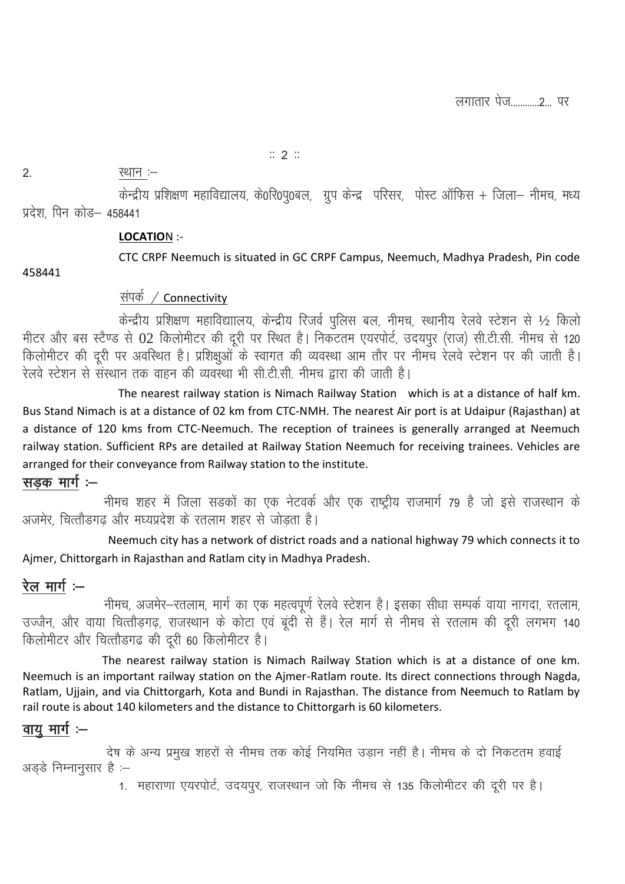लगातार पेज...........2... पर

:: 2 ::

2. स्थान :–

केन्द्रीय प्रशिक्षण महाविद्यालय, के0रि0पु0बल, ग्रुप केन्द्र परिसर, पोस्ट ऑफिस + जिला– नीमच, मध्य प्रदेश, पिन कोड– 458441

**LOCATIO**N :-

CTC CRPF Neemuch is situated in GC CRPF Campus, Neemuch, Madhya Pradesh, Pin code 458441

संपर्क / Connectivity

केन्द्रीय प्रशिक्षण महाविद्यालय, केन्द्रीय रिजर्व पुलिस बल, नीमच, स्थानीय रेलवे स्टेशन से ½ किलो मीटर और बस स्टैण्ड से 02 किलोमीटर की दूरी पर स्थित है। निकटतम एयरपोर्ट, उदयपुर (राज) सी.टी.सी. नीमच से 120 किलोमीटर की दूरी पर अवस्थित है। प्रशिक्षुओं के स्वागत की व्यवस्था आम तौर पर नीमच रेलवे स्टेशन पर की जाती है। रेलवे स्टेशन से संस्थान तक वाहन की व्यवस्था भी सी.टी.सी. नीमच द्वारा की जाती है।

The nearest railway station is Nimach Railway Station which is at a distance of half km. Bus Stand Nimach is at a distance of 02 km from CTC-NMH. The nearest Air port is at Udaipur (Rajasthan) at a distance of 120 kms from CTC-Neemuch. The reception of trainees is generally arranged at Neemuch railway station. Sufficient RPs are detailed at Railway Station Neemuch for receiving trainees. Vehicles are arranged for their conveyance from Railway station to the institute.

**सड़क मार्ग :–**

नीमच शहर में जिला सडकों का एक नेटवर्क और एक राष्ट्रीय राजमार्ग 79 है जो इसे राजस्थान के अजमेर, चित्तौडगढ़ और मध्यप्रदेश के रतलाम शहर से जोड़ता है।

Neemuch city has a network of district roads and a national highway 79 which connects it to Ajmer, Chittorgarh in Rajasthan and Ratlam city in Madhya Pradesh.

**रेल मार्ग :–**

नीमच, अजमेर–रतलाम, मार्ग का एक महत्वपूर्ण रेलवे स्टेशन है। इसका सीधा सम्पर्क वाया नागदा, रतलाम, उज्जैन, और वाया चित्तौड़गढ़, राजस्थान के कोटा एवं बूंदी से हैं। रेल मार्ग से नीमच से रतलाम की दूरी लगभग 140 किलोमीटर और चित्तौडगढ की दूरी 60 किलोमीटर है।

The nearest railway station is Nimach Railway Station which is at a distance of one km. Neemuch is an important railway station on the Ajmer-Ratlam route. Its direct connections through Nagda, Ratlam, Ujjain, and via Chittorgarh, Kota and Bundi in Rajasthan. The distance from Neemuch to Ratlam by rail route is about 140 kilometers and the distance to Chittorgarh is 60 kilometers.

**वायु मार्ग :–**

देष के अन्य प्रमुख शहरों से नीमच तक कोई नियमित उड़ान नहीं है। नीमच के दो निकटतम हवाई अड्डे निम्नानुसार है :–

1. महाराणा एयरपोर्ट, उदयपुर, राजस्थान जो कि नीमच से 135 किलोमीटर की दूरी पर है।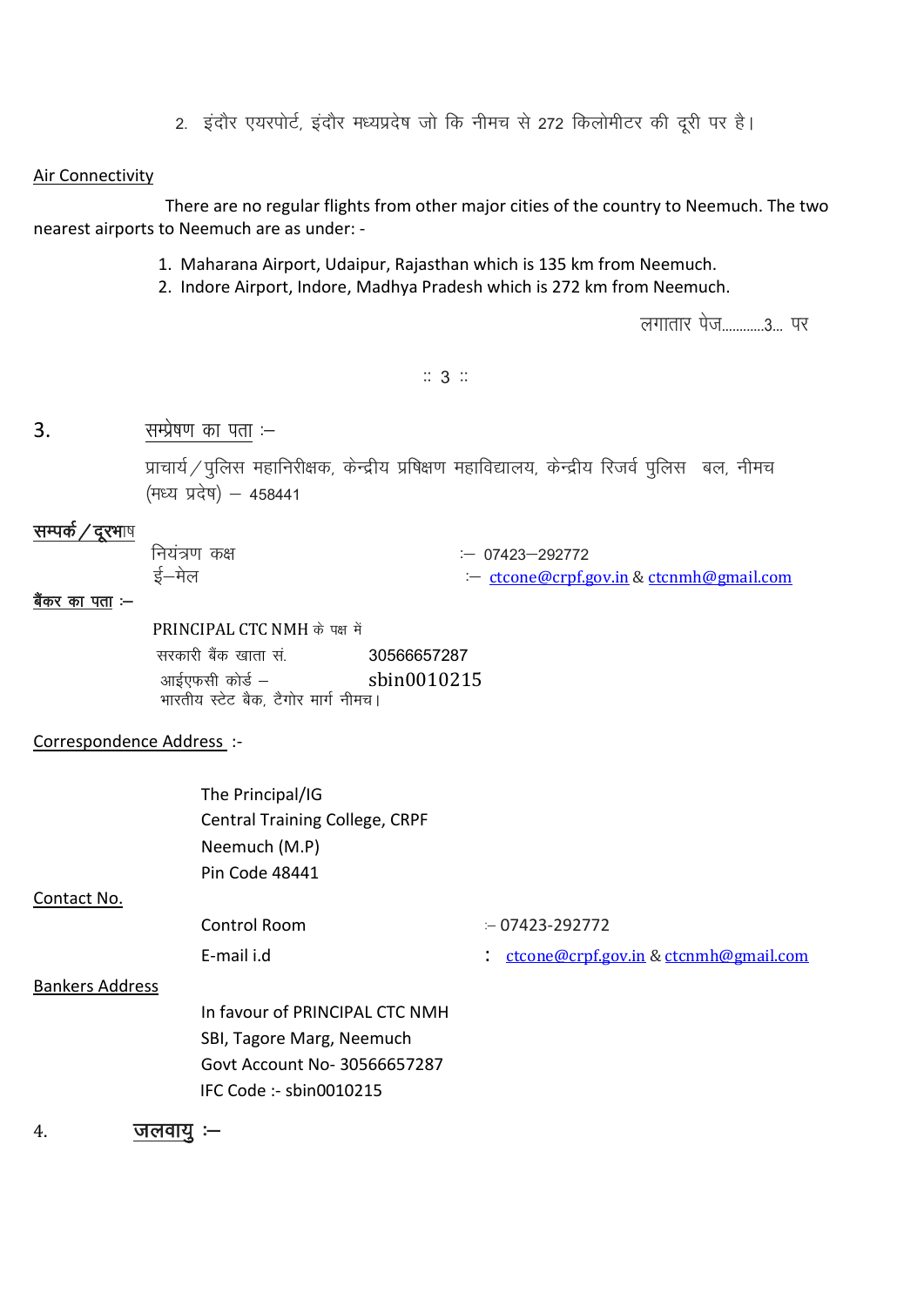2. इंदौर एयरपोर्ट, इंदौर मध्यप्रदेष जो कि नीमच से 272 किलोमीटर की दूरी पर है।

Air Connectivity

There are no regular flights from other major cities of the country to Neemuch. The two nearest airports to Neemuch are as under: -

1. Maharana Airport, Udaipur, Rajasthan which is 135 km from Neemuch.
2. Indore Airport, Indore, Madhya Pradesh which is 272 km from Neemuch.

लगातार पेज............3... पर

:: 3 ::

3. सम्प्रेषण का पता :–

प्राचार्य / पुलिस महानिरीक्षक, केन्द्रीय प्रषिक्षण महाविद्यालय, केन्द्रीय रिजर्व पुलिस बल, नीमच (मध्य प्रदेष) – 458441

सम्पर्क / दूरभाष

नियंत्रण कक्ष :– 07423–292772
ई–मेल :– ctcone@crpf.gov.in & ctcnmh@gmail.com

बैंकर का पता :–

PRINCIPAL CTC NMH के पक्ष में
सरकारी बैंक खाता सं. 30566657287
आईएफसी कोर्ड – sbin0010215
भारतीय स्टेट बैक, टैगोर मार्ग नीमच।

Correspondence Address :-

The Principal/IG
Central Training College, CRPF
Neemuch (M.P)
Pin Code 48441

Contact No.

Control Room :– 07423-292772
E-mail i.d : ctcone@crpf.gov.in & ctcnmh@gmail.com

Bankers Address

In favour of PRINCIPAL CTC NMH
SBI, Tagore Marg, Neemuch
Govt Account No- 30566657287
IFC Code :- sbin0010215

4. **जलवायु :–**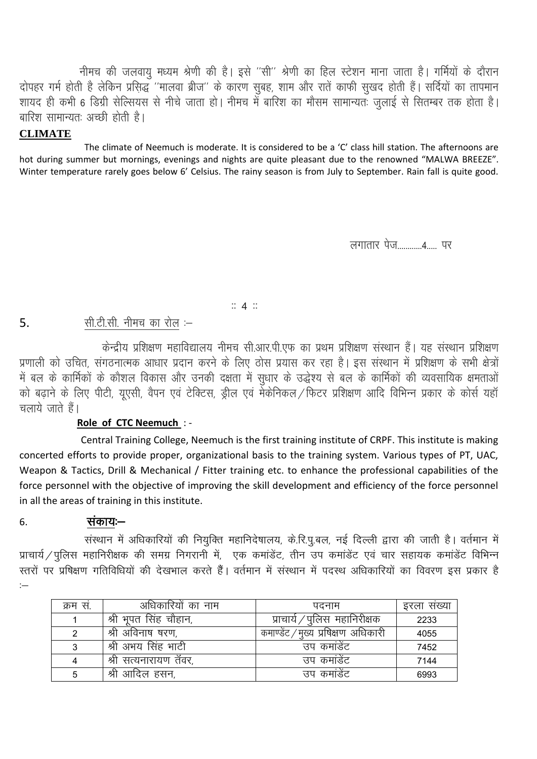नीमच की जलवायु मध्यम श्रेणी की है। इसे ''सी'' श्रेणी का हिल स्टेशन माना जाता है। गर्मियों के दौरान दोपहर गर्म होती है लेकिन प्रसिद्ध ''मालवा ब्रीज'' के कारण सुबह, शाम और रातें काफी सुखद होती हैं। सर्दियों का तापमान शायद ही कभी 6 डिग्री सेल्सियस से नीचे जाता हो। नीमच में बारिश का मौसम सामान्यतः जुलाई से सितम्बर तक होता है। बारिश सामान्यतः अच्छी होती है।

**CLIMATE**

The climate of Neemuch is moderate. It is considered to be a 'C' class hill station. The afternoons are hot during summer but mornings, evenings and nights are quite pleasant due to the renowned "MALWA BREEZE". Winter temperature rarely goes below 6' Celsius. The rainy season is from July to September. Rain fall is quite good.

लगातार पेज............4..... पर

5. सी.टी.सी. नीमच का रोल :–

केन्द्रीय प्रशिक्षण महाविद्यालय नीमच सी.आर.पी.एफ का प्रथम प्रशिक्षण संस्थान हैं। यह संस्थान प्रशिक्षण प्रणाली को उचित, संगठनात्मक आधार प्रदान करने के लिए ठोस प्रयास कर रहा है। इस संस्थान में प्रशिक्षण के सभी क्षेत्रों में बल के कार्मिकों के कौशल विकास और उनकी दक्षता में सुधार के उद्धेश्य से बल के कार्मिकों की व्यवसायिक क्षमताओं को बढ़ाने के लिए पीटी, यूएसी, वैपन एवं टेक्टिस, ड्रील एवं मेकेनिकल/फिटर प्रशिक्षण आदि विभिन्न प्रकार के कोर्स यहॉ चलाये जाते हैं।

**Role of CTC Neemuch** : -

Central Training College, Neemuch is the first training institute of CRPF. This institute is making concerted efforts to provide proper, organizational basis to the training system. Various types of PT, UAC, Weapon & Tactics, Drill & Mechanical / Fitter training etc. to enhance the professional capabilities of the force personnel with the objective of improving the skill development and efficiency of the force personnel in all the areas of training in this institute.

6. **संकाय:–**

संस्थान में अधिकारियों की नियुक्ति महानिदेषालय, के.रि.पु.बल, नई दिल्ली द्वारा की जाती है। वर्तमान में प्राचार्य/पुलिस महानिरीक्षक की समग्र निगरानी में, एक कमांडेंट, तीन उप कमांडेंट एवं चार सहायक कमांडेंट विभिन्न स्तरों पर प्रषिक्षण गतिविधियों की देखभाल करते हैं। वर्तमान में संस्थान में पदस्थ अधिकारियों का विवरण इस प्रकार है :–

| क्रम सं. | अधिकारियों का नाम | पदनाम | इरला संख्या |
|---|---|---|---|
| 1 | श्री भूपत सिंह चौहान, | प्राचार्य/पुलिस महानिरीक्षक | 2233 |
| 2 | श्री अविनाष षरण, | कमाण्डेंट/मुख्य प्रषिक्षण अधिकारी | 4055 |
| 3 | श्री अभय सिंह भाटी | उप कमांडेंट | 7452 |
| 4 | श्री सत्यनारायण तॅवर, | उप कमांडेंट | 7144 |
| 5 | श्री आदिल हसन, | उप कमांडेंट | 6993 |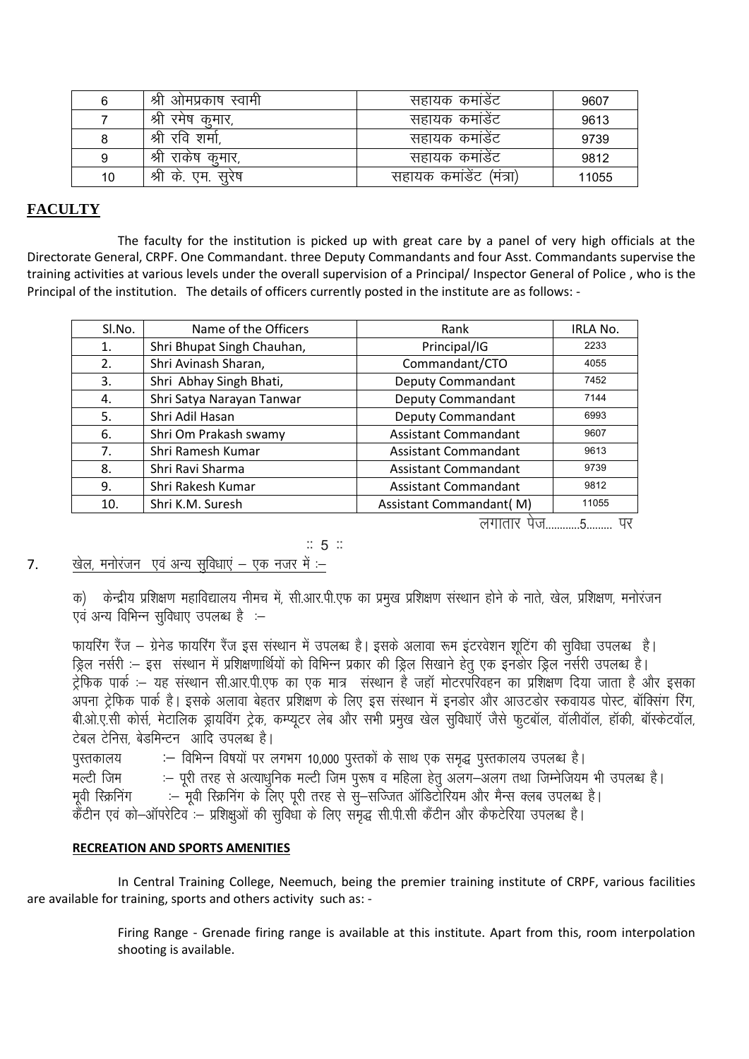| 6 | श्री ओमप्रकाष स्वामी | सहायक कमांडेंट | 9607 |
|---|---|---|---|
| 7 | श्री रमेष कुमार, | सहायक कमांडेंट | 9613 |
| 8 | श्री रवि शर्मा, | सहायक कमांडेंट | 9739 |
| 9 | श्री राकेष कुमार, | सहायक कमांडेंट | 9812 |
| 10 | श्री के. एम. सुरेष | सहायक कमांडेंट (मंत्रा) | 11055 |

## FACULTY

The faculty for the institution is picked up with great care by a panel of very high officials at the Directorate General, CRPF. One Commandant. three Deputy Commandants and four Asst. Commandants supervise the training activities at various levels under the overall supervision of a Principal/ Inspector General of Police , who is the Principal of the institution. The details of officers currently posted in the institute are as follows: -

| Sl.No. | Name of the Officers | Rank | IRLA No. |
|---|---|---|---|
| 1. | Shri Bhupat Singh Chauhan, | Principal/IG | 2233 |
| 2. | Shri Avinash Sharan, | Commandant/CTO | 4055 |
| 3. | Shri Abhay Singh Bhati, | Deputy Commandant | 7452 |
| 4. | Shri Satya Narayan Tanwar | Deputy Commandant | 7144 |
| 5. | Shri Adil Hasan | Deputy Commandant | 6993 |
| 6. | Shri Om Prakash swamy | Assistant Commandant | 9607 |
| 7. | Shri Ramesh Kumar | Assistant Commandant | 9613 |
| 8. | Shri Ravi Sharma | Assistant Commandant | 9739 |
| 9. | Shri Rakesh Kumar | Assistant Commandant | 9812 |
| 10. | Shri K.M. Suresh | Assistant Commandant( M) | 11055 |

लगातार पेज............5......... पर

7. खेल, मनोरंजन एवं अन्य सुविधाएं – एक नजर में :–

क) केन्द्रीय प्रशिक्षण महाविद्यालय नीमच में, सी.आर.पी.एफ का प्रमुख प्रशिक्षण संस्थान होने के नाते, खेल, प्रशिक्षण, मनोरंजन एवं अन्य विभिन्न सुविधाए उपलब्ध है :–

फायरिंग रैंज – ग्रेनेड फायरिंग रैंज इस संस्थान में उपलब्ध है। इसके अलावा रूम इंटरवेशन शूटिंग की सुविधा उपलब्ध है।
ड्रिल नर्सरी :– इस संस्थान में प्रशिक्षणार्थियों को विभिन्न प्रकार की ड्रिल सिखाने हेतु एक इनडोर ड्रिल नर्सरी उपलब्ध है।
ट्रेफिक पार्क :– यह संस्थान सी.आर.पी.एफ का एक मात्र संस्थान है जहॉ मोटरपरिवहन का प्रशिक्षण दिया जाता है और इसका अपना ट्रेफिक पार्क है। इसके अलावा बेहतर प्रशिक्षण के लिए इस संस्थान में इनडोर और आउटडोर स्कवायड पोस्ट, बॉक्सिंग रिंग, बी.ओ.ए.सी कोर्स, मेटालिक ड्रायविंग ट्रेक, कम्प्यूटर लेब और सभी प्रमुख खेल सुविधाऍ जैसे फुटबॉल, वॉलीवॉल, हॉकी, बॉस्केटवॉल, टेबल टेनिस, बेडमिन्टन आदि उपलब्ध है।
पुस्तकालय :– विभिन्न विषयों पर लगभग 10,000 पुस्तकों के साथ एक समृद्ध पुस्तकालय उपलब्ध है।
मल्टी जिम :– पूरी तरह से अत्याधुनिक मल्टी जिम पुरूष व महिला हेतु अलग–अलग तथा जिम्नेजियम भी उपलब्ध है।
मूवी स्क्रिनिंग :– मूवी स्क्रिनिंग के लिए पूरी तरह से सु–सज्जित ऑडिटोरियम और मैन्स क्लब उपलब्ध है।
कैंटीन एवं को–ऑपरेटिव :– प्रशिक्षुओं की सुविधा के लिए समृद्ध सी.पी.सी कैंटीन और कैफटेरिया उपलब्ध है।

**RECREATION AND SPORTS AMENITIES**

In Central Training College, Neemuch, being the premier training institute of CRPF, various facilities are available for training, sports and others activity such as: -

Firing Range - Grenade firing range is available at this institute. Apart from this, room interpolation shooting is available.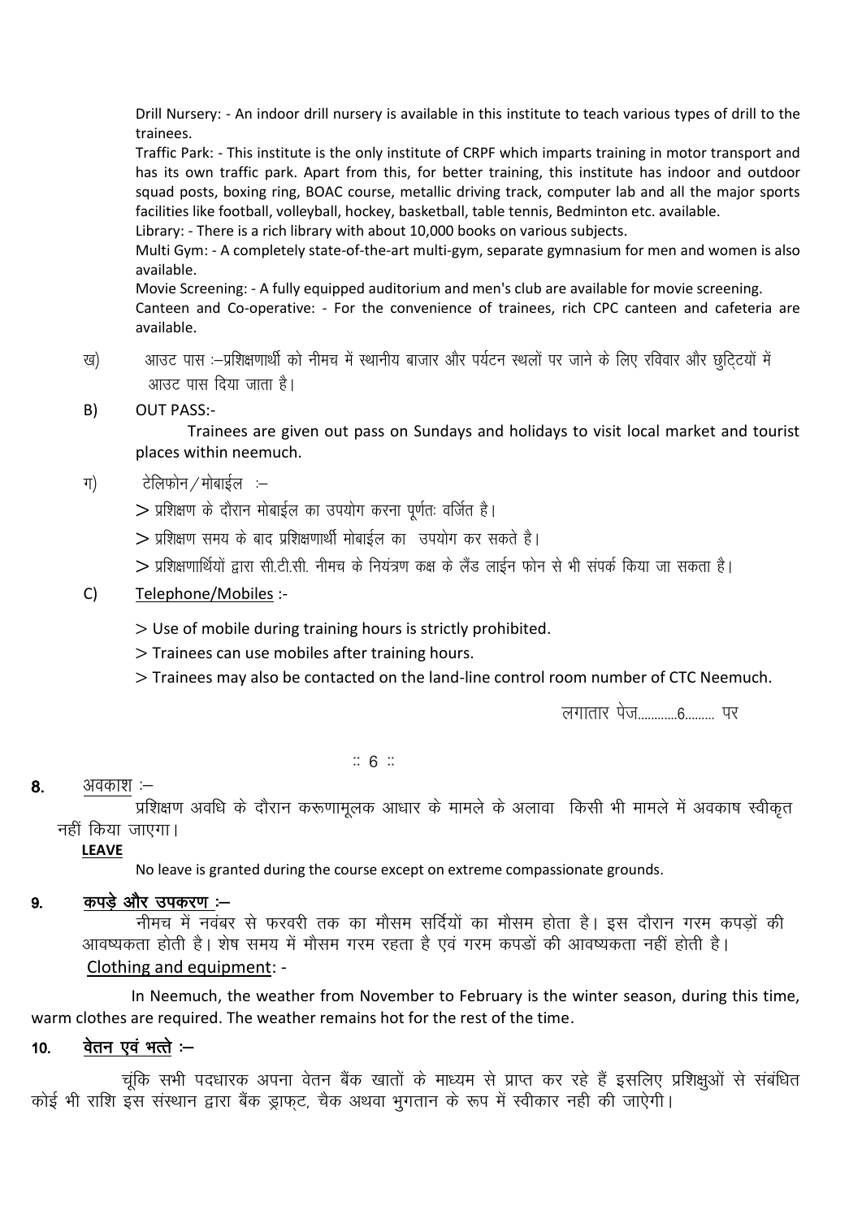Drill Nursery: - An indoor drill nursery is available in this institute to teach various types of drill to the trainees.

Traffic Park: - This institute is the only institute of CRPF which imparts training in motor transport and has its own traffic park. Apart from this, for better training, this institute has indoor and outdoor squad posts, boxing ring, BOAC course, metallic driving track, computer lab and all the major sports facilities like football, volleyball, hockey, basketball, table tennis, Bedminton etc. available.

Library: - There is a rich library with about 10,000 books on various subjects.

Multi Gym: - A completely state-of-the-art multi-gym, separate gymnasium for men and women is also available.

Movie Screening: - A fully equipped auditorium and men's club are available for movie screening.

Canteen and Co-operative: - For the convenience of trainees, rich CPC canteen and cafeteria are available.

ख) आउट पास :–प्रशिक्षणार्थी को नीमच में स्थानीय बाजार और पर्यटन स्थलों पर जाने के लिए रविवार और छुट्टियों में आउट पास दिया जाता है।

B) OUT PASS:-

Trainees are given out pass on Sundays and holidays to visit local market and tourist places within neemuch.

ग) टेलिफोन/मोबाईल :–

> प्रशिक्षण के दौरान मोबाईल का उपयोग करना पूर्णतः वर्जित है।

> प्रशिक्षण समय के बाद प्रशिक्षणार्थी मोबाईल का उपयोग कर सकते है।

> प्रशिक्षणार्थियों द्वारा सी.टी.सी. नीमच के नियंत्रण कक्ष के लैंड लाईन फोन से भी संपर्क किया जा सकता है।

C) Telephone/Mobiles :-

> Use of mobile during training hours is strictly prohibited.

> Trainees can use mobiles after training hours.

> Trainees may also be contacted on the land-line control room number of CTC Neemuch.

लगातार पेज............6......... पर

:: 6 ::

**8. अवकाश :–**

प्रशिक्षण अवधि के दौरान करूणामूलक आधार के मामले के अलावा किसी भी मामले में अवकाष स्वीकृत नहीं किया जाएगा।

**LEAVE**

No leave is granted during the course except on extreme compassionate grounds.

**9. कपड़े और उपकरण :–**

नीमच में नवंबर से फरवरी तक का मौसम सर्दियों का मौसम होता है। इस दौरान गरम कपड़ों की आवष्यकता होती है। शेष समय में मौसम गरम रहता है एवं गरम कपडों की आवष्यकता नहीं होती है।

Clothing and equipment: -

In Neemuch, the weather from November to February is the winter season, during this time, warm clothes are required. The weather remains hot for the rest of the time.

**10. वेतन एवं भत्ते :–**

चूंकि सभी पदधारक अपना वेतन बैंक खातों के माध्यम से प्राप्त कर रहे हैं इसलिए प्रशिक्षुओं से संबंधित कोई भी राशि इस संस्थान द्वारा बैंक ड्राफ्ट, चैक अथवा भुगतान के रूप में स्वीकार नही की जाऐगी।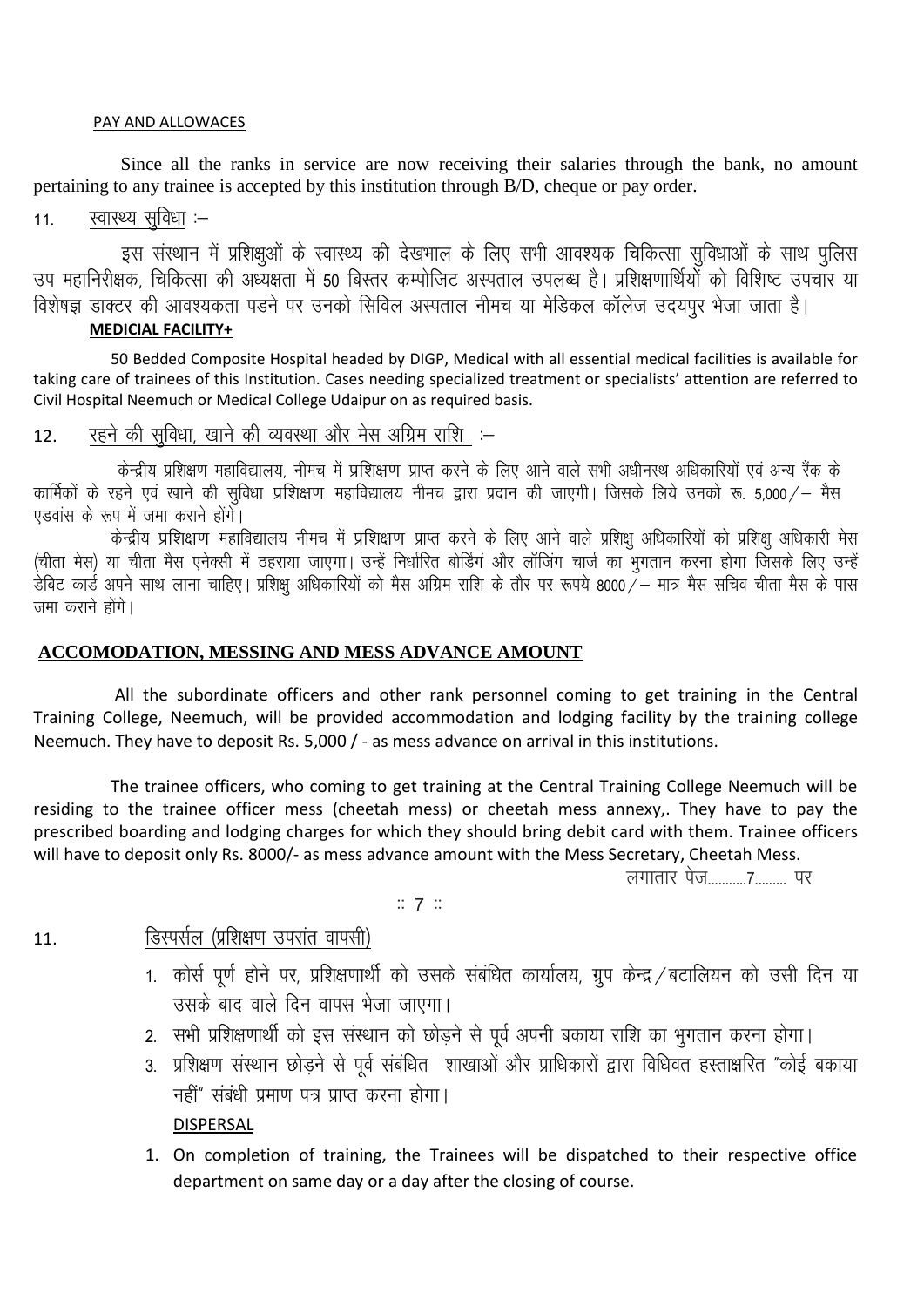PAY AND ALLOWACES

Since all the ranks in service are now receiving their salaries through the bank, no amount pertaining to any trainee is accepted by this institution through B/D, cheque or pay order.

11. स्वास्थ्य सुविधा :–

इस संस्थान में प्रशिक्षुओं के स्वास्थ्य की देखभाल के लिए सभी आवश्यक चिकित्सा सुविधाओं के साथ पुलिस उप महानिरीक्षक, चिकित्सा की अध्यक्षता में 50 बिस्तर कम्पोजिट अस्पताल उपलब्ध है। प्रशिक्षणार्थियों को विशिष्ट उपचार या विशेषज्ञ डाक्टर की आवश्यकता पडने पर उनको सिविल अस्पताल नीमच या मेडिकल कॉलेज उदयपुर भेजा जाता है।

**MEDICIAL FACILITY+**

50 Bedded Composite Hospital headed by DIGP, Medical with all essential medical facilities is available for taking care of trainees of this Institution. Cases needing specialized treatment or specialists' attention are referred to Civil Hospital Neemuch or Medical College Udaipur on as required basis.

12. रहने की सुविधा, खाने की व्यवस्था और मेस अग्रिम राशि :–

केन्द्रीय प्रशिक्षण महाविद्यालय, नीमच में प्रशिक्षण प्राप्त करने के लिए आने वाले सभी अधीनस्थ अधिकारियों एवं अन्य रैंक के कार्मिकों के रहने एवं खाने की सुविधा प्रशिक्षण महाविद्यालय नीमच द्वारा प्रदान की जाएगी। जिसके लिये उनको रू. 5,000/– मैस एडवांस के रूप में जमा कराने होंगे।

केन्द्रीय प्रशिक्षण महाविद्यालय नीमच में प्रशिक्षण प्राप्त करने के लिए आने वाले प्रशिक्षु अधिकारियों को प्रशिक्षु अधिकारी मेस (चीता मेस) या चीता मैस एनेक्सी में ठहराया जाएगा। उन्हें निर्धारित बोर्डिंग और लॉजिंग चार्ज का भुगतान करना होगा जिसके लिए उन्हें डेबिट कार्ड अपने साथ लाना चाहिए। प्रशिक्षु अधिकारियों को मैस अग्रिम राशि के तौर पर रूपये 8000/– मात्र मैस सचिव चीता मैस के पास जमा कराने होंगे।

**ACCOMODATION, MESSING AND MESS ADVANCE AMOUNT**

All the subordinate officers and other rank personnel coming to get training in the Central Training College, Neemuch, will be provided accommodation and lodging facility by the training college Neemuch. They have to deposit Rs. 5,000 / - as mess advance on arrival in this institutions.

The trainee officers, who coming to get training at the Central Training College Neemuch will be residing to the trainee officer mess (cheetah mess) or cheetah mess annexy,. They have to pay the prescribed boarding and lodging charges for which they should bring debit card with them. Trainee officers will have to deposit only Rs. 8000/- as mess advance amount with the Mess Secretary, Cheetah Mess.

लगातार पेज...........7......... पर

11. डिस्पर्सल (प्रशिक्षण उपरांत वापसी)

1. कोर्स पूर्ण होने पर, प्रशिक्षणार्थी को उसके संबंधित कार्यालय, ग्रुप केन्द्र/बटालियन को उसी दिन या उसके बाद वाले दिन वापस भेजा जाएगा।
2. सभी प्रशिक्षणार्थी को इस संस्थान को छोड़ने से पूर्व अपनी बकाया राशि का भुगतान करना होगा।
3. प्रशिक्षण संस्थान छोड़ने से पूर्व संबंधित शाखाओं और प्राधिकारों द्वारा विधिवत हस्ताक्षरित "कोई बकाया नहीं" संबंधी प्रमाण पत्र प्राप्त करना होगा।

DISPERSAL

1. On completion of training, the Trainees will be dispatched to their respective office department on same day or a day after the closing of course.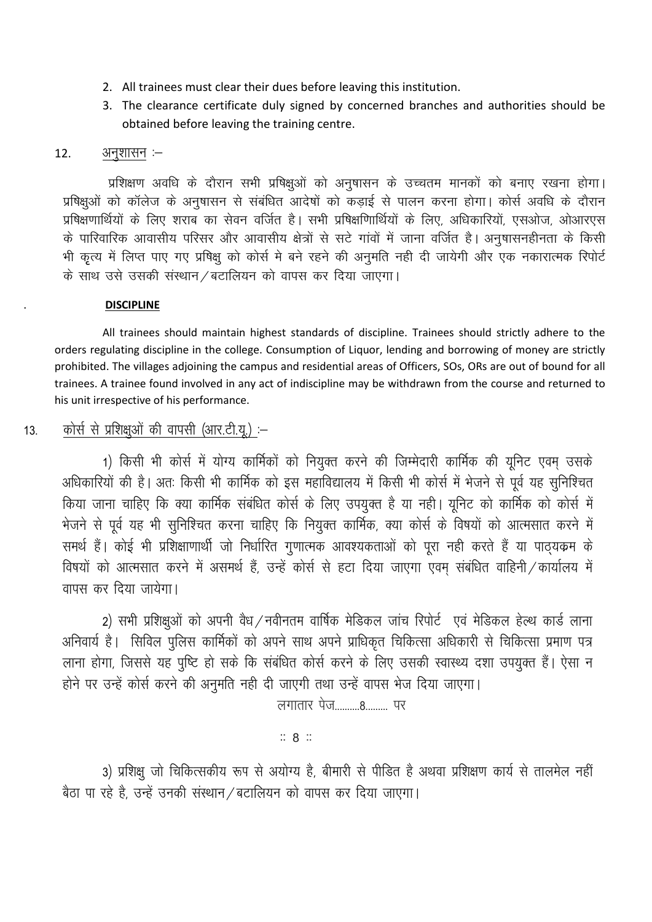2. All trainees must clear their dues before leaving this institution.
3. The clearance certificate duly signed by concerned branches and authorities should be obtained before leaving the training centre.

12. अनुशासन :–

प्रशिक्षण अवधि के दौरान सभी प्रषिक्षुओं को अनुषासन के उच्चतम मानकों को बनाए रखना होगा। प्रषिक्षुओं को कॉलेज के अनुषासन से संबंधित आदेषों को कड़ाई से पालन करना होगा। कोर्स अवधि के दौरान प्रषिक्षणार्थियों के लिए शराब का सेवन वर्जित है। सभी प्रषिक्षणिार्थियों के लिए, अधिकारियों, एसओज, ओआरएस के पारिवारिक आवासीय परिसर और आवासीय क्षेत्रों से सटे गांवों में जाना वर्जित है। अनुषासनहीनता के किसी भी कृत्य में लिप्त पाए गए प्रषिक्षु को कोर्स मे बने रहने की अनुमति नही दी जायेगी और एक नकारात्मक रिपोर्ट के साथ उसे उसकी संस्थान/बटालियन को वापस कर दिया जाएगा।

**DISCIPLINE**

All trainees should maintain highest standards of discipline. Trainees should strictly adhere to the orders regulating discipline in the college. Consumption of Liquor, lending and borrowing of money are strictly prohibited. The villages adjoining the campus and residential areas of Officers, SOs, ORs are out of bound for all trainees. A trainee found involved in any act of indiscipline may be withdrawn from the course and returned to his unit irrespective of his performance.

13. कोर्स से प्रशिक्षुओं की वापसी (आर.टी.यू.) :–

1) किसी भी कोर्स में योग्य कार्मिकों को नियुक्त करने की जिम्मेदारी कार्मिक की यूनिट एवम् उसके अधिकारियों की है। अतः किसी भी कार्मिक को इस महाविद्यालय में किसी भी कोर्स में भेजने से पूर्व यह सुनिश्चित किया जाना चाहिए कि क्या कार्मिक संबंधित कोर्स के लिए उपयुक्त है या नही। यूनिट को कार्मिक को कोर्स में भेजने से पूर्व यह भी सुनिश्चित करना चाहिए कि नियुक्त कार्मिक, क्या कोर्स के विषयों को आत्मसात करने में समर्थ हैं। कोई भी प्रशिक्षाणार्थी जो निर्धारित गुणात्मक आवश्यकताओं को पूरा नही करते हैं या पाठ्यक्रम के विषयों को आत्मसात करने में असमर्थ हैं, उन्हें कोर्स से हटा दिया जाएगा एवम् संबंधित वाहिनी/कार्यालय में वापस कर दिया जायेगा।

2) सभी प्रशिक्षुओं को अपनी वैध/नवीनतम वार्षिक मेडिकल जांच रिपोर्ट एवं मेडिकल हेल्थ कार्ड लाना अनिवार्य है। सिविल पुलिस कार्मिकों को अपने साथ अपने प्राधिकृत चिकित्सा अधिकारी से चिकित्सा प्रमाण पत्र लाना होगा, जिससे यह पुष्टि हो सके कि संबंधित कोर्स करने के लिए उसकी स्वास्थ्य दशा उपयुक्त हैं। ऐसा न होने पर उन्हें कोर्स करने की अनुमति नही दी जाएगी तथा उन्हें वापस भेज दिया जाएगा।

लगातार पेज.........8......... पर

3) प्रशिक्षु जो चिकित्सकीय रूप से अयोग्य है, बीमारी से पीडित है अथवा प्रशिक्षण कार्य से तालमेल नहीं बैठा पा रहे है, उन्हें उनकी संस्थान/बटालियन को वापस कर दिया जाएगा।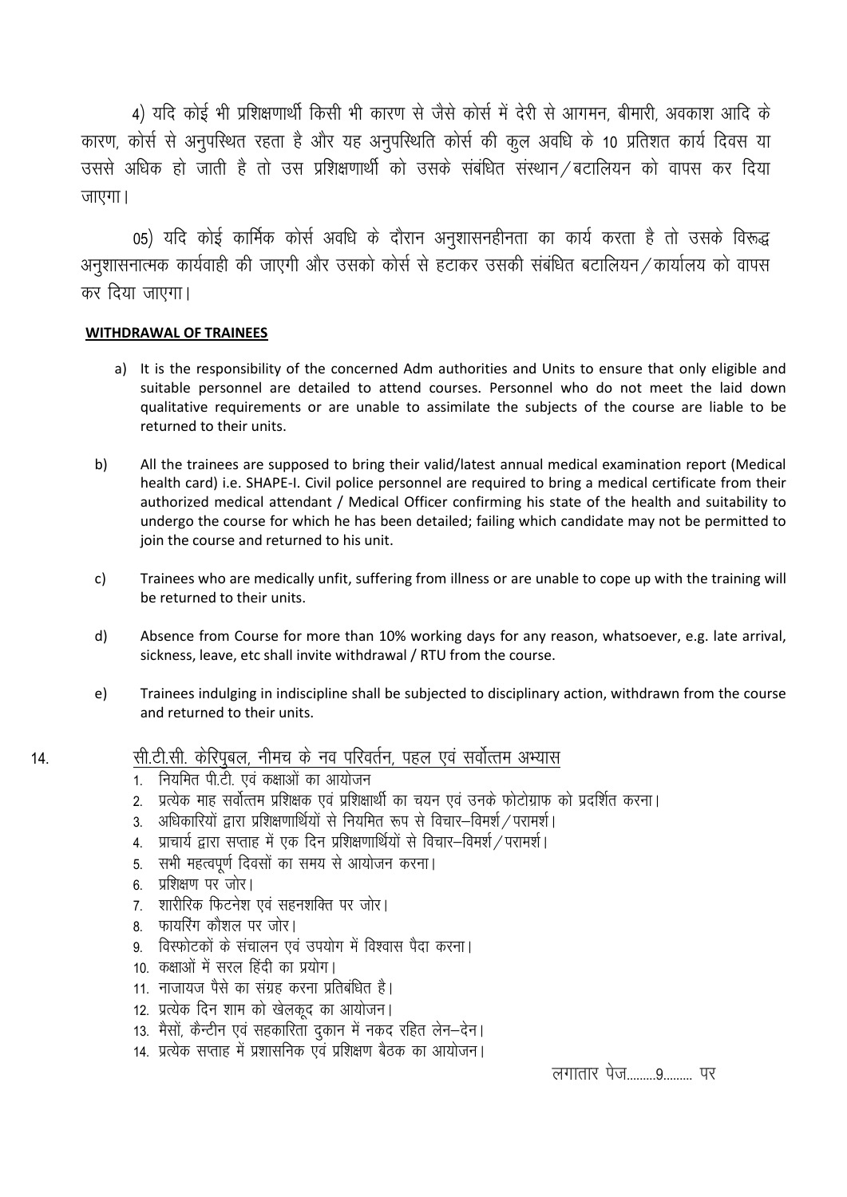4) यदि कोई भी प्रशिक्षणार्थी किसी भी कारण से जैसे कोर्स में देरी से आगमन, बीमारी, अवकाश आदि के कारण, कोर्स से अनुपस्थित रहता है और यह अनुपस्थिति कोर्स की कुल अवधि के 10 प्रतिशत कार्य दिवस या उससे अधिक हो जाती है तो उस प्रशिक्षणार्थी को उसके संबंधित संस्थान/बटालियन को वापस कर दिया जाएगा।

05) यदि कोई कार्मिक कोर्स अवधि के दौरान अनुशासनहीनता का कार्य करता है तो उसके विरूद्ध अनुशासनात्मक कार्यवाही की जाएगी और उसको कोर्स से हटाकर उसकी संबंधित बटालियन/कार्यालय को वापस कर दिया जाएगा।

**WITHDRAWAL OF TRAINEES**

a) It is the responsibility of the concerned Adm authorities and Units to ensure that only eligible and suitable personnel are detailed to attend courses. Personnel who do not meet the laid down qualitative requirements or are unable to assimilate the subjects of the course are liable to be returned to their units.

b) All the trainees are supposed to bring their valid/latest annual medical examination report (Medical health card) i.e. SHAPE-I. Civil police personnel are required to bring a medical certificate from their authorized medical attendant / Medical Officer confirming his state of the health and suitability to undergo the course for which he has been detailed; failing which candidate may not be permitted to join the course and returned to his unit.

c) Trainees who are medically unfit, suffering from illness or are unable to cope up with the training will be returned to their units.

d) Absence from Course for more than 10% working days for any reason, whatsoever, e.g. late arrival, sickness, leave, etc shall invite withdrawal / RTU from the course.

e) Trainees indulging in indiscipline shall be subjected to disciplinary action, withdrawn from the course and returned to their units.

14. सी.टी.सी. केरिपुबल, नीमच के नव परिवर्तन, पहल एवं सर्वोत्तम अभ्यास

1. नियमित पी.टी. एवं कक्षाओं का आयोजन
2. प्रत्येक माह सर्वोत्तम प्रशिक्षक एवं प्रशिक्षार्थी का चयन एवं उनके फोटोग्राफ को प्रदर्शित करना।
3. अधिकारियों द्वारा प्रशिक्षणार्थियों से नियमित रूप से विचार–विमर्श/परामर्श।
4. प्राचार्य द्वारा सप्ताह में एक दिन प्रशिक्षणार्थियों से विचार–विमर्श/परामर्श।
5. सभी महत्वपूर्ण दिवसों का समय से आयोजन करना।
6. प्रशिक्षण पर जोर।
7. शारीरिक फिटनेश एवं सहनशक्ति पर जोर।
8. फायरिंग कौशल पर जोर।
9. विस्फोटकों के संचालन एवं उपयोग में विश्वास पैदा करना।
10. कक्षाओं में सरल हिंदी का प्रयोग।
11. नाजायज पैसे का संग्रह करना प्रतिबंधित है।
12. प्रत्येक दिन शाम को खेलकूद का आयोजन।
13. मैसों, कैन्टीन एवं सहकारिता दुकान में नकद रहित लेन–देन।
14. प्रत्येक सप्ताह में प्रशासनिक एवं प्रशिक्षण बैठक का आयोजन।

लगातार पेज.........9......... पर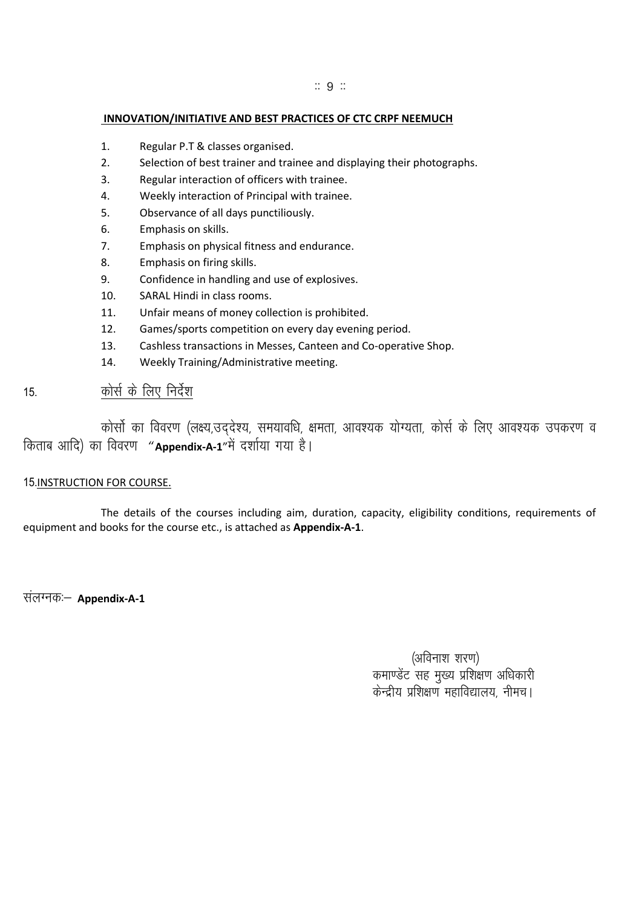## INNOVATION/INITIATIVE AND BEST PRACTICES OF CTC CRPF NEEMUCH

1. Regular P.T & classes organised.
2. Selection of best trainer and trainee and displaying their photographs.
3. Regular interaction of officers with trainee.
4. Weekly interaction of Principal with trainee.
5. Observance of all days punctiliously.
6. Emphasis on skills.
7. Emphasis on physical fitness and endurance.
8. Emphasis on firing skills.
9. Confidence in handling and use of explosives.
10. SARAL Hindi in class rooms.
11. Unfair means of money collection is prohibited.
12. Games/sports competition on every day evening period.
13. Cashless transactions in Messes, Canteen and Co-operative Shop.
14. Weekly Training/Administrative meeting.

15. कोर्स के लिए निर्देश

कोर्सो का विवरण (लक्ष्य,उद्देश्य, समयावधि, क्षमता, आवश्यक योग्यता, कोर्स के लिए आवश्यक उपकरण व किताब आदि) का विवरण "**Appendix-A-1**"में दर्शाया गया है।

15. INSTRUCTION FOR COURSE.

The details of the courses including aim, duration, capacity, eligibility conditions, requirements of equipment and books for the course etc., is attached as **Appendix-A-1**.

संलग्नकः– **Appendix-A-1**

(अविनाश शरण)
कमाण्डेंट सह मुख्य प्रशिक्षण अधिकारी
केन्द्रीय प्रशिक्षण महाविद्यालय, नीमच।